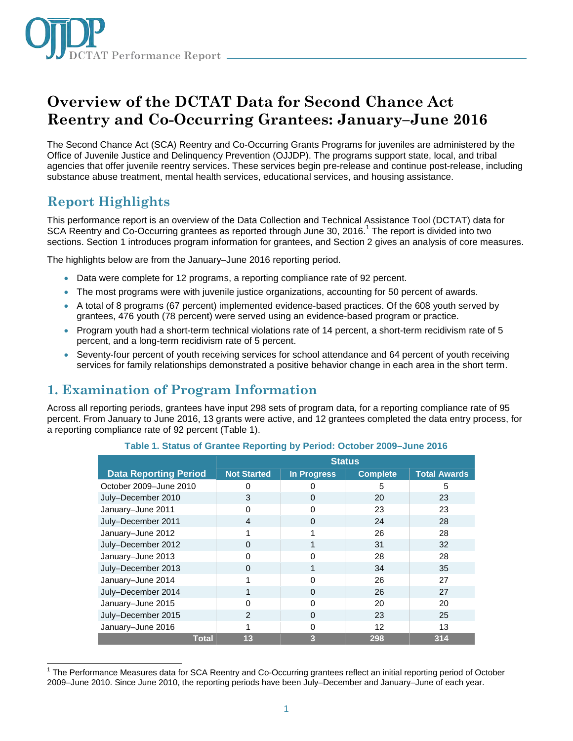# Overview of the DCTAT Data for Second Chance Act Reentry and Co-Occurring Grantees: January–June 2016

The Second Chance Act (SCA) Reentry and Co-Occurring Grants Programs for juveniles are administered by the Office of Juvenile Justice and Delinquency Prevention (OJJDP). The programs support state, local, and tribal agencies that offer juvenile reentry services. These services begin pre-release and continue post-release, including substance abuse treatment, mental health services, educational services, and housing assistance.

## Report Highlights

This performance report is an overview of the Data Collection and Technical Assistance Tool (DCTAT) data for SCA Reentry and Co-Occurring grantees as reported through June 30, 2016.[1] The report is divided into two sections. Section 1 introduces program information for grantees, and Section 2 gives an analysis of core measures.

The highlights below are from the January–June 2016 reporting period.

- Data were complete for 12 programs, a reporting compliance rate of 92 percent.
- The most programs were with juvenile justice organizations, accounting for 50 percent of awards.
- A total of 8 programs (67 percent) implemented evidence-based practices. Of the 608 youth served by grantees, 476 youth (78 percent) were served using an evidence-based program or practice.
- Program youth had a short-term technical violations rate of 14 percent, a short-term recidivism rate of 5 percent, and a long-term recidivism rate of 5 percent.
- Seventy-four percent of youth receiving services for school attendance and 64 percent of youth receiving services for family relationships demonstrated a positive behavior change in each area in the short term.

## 1. Examination of Program Information

Across all reporting periods, grantees have input 298 sets of program data, for a reporting compliance rate of 95 percent. From January to June 2016, 13 grants were active, and 12 grantees completed the data entry process, for a reporting compliance rate of 92 percent (Table 1).

**Table 1. Status of Grantee Reporting by Period: October 2009–June 2016**

| Data Reporting Period | Status | | | |
|---|---|---|---|---|
| | Not Started | In Progress | Complete | Total Awards |
| October 2009–June 2010 | 0 | 0 | 5 | 5 |
| July–December 2010 | 3 | 0 | 20 | 23 |
| January–June 2011 | 0 | 0 | 23 | 23 |
| July–December 2011 | 4 | 0 | 24 | 28 |
| January–June 2012 | 1 | 1 | 26 | 28 |
| July–December 2012 | 0 | 1 | 31 | 32 |
| January–June 2013 | 0 | 0 | 28 | 28 |
| July–December 2013 | 0 | 1 | 34 | 35 |
| January–June 2014 | 1 | 0 | 26 | 27 |
| July–December 2014 | 1 | 0 | 26 | 27 |
| January–June 2015 | 0 | 0 | 20 | 20 |
| July–December 2015 | 2 | 0 | 23 | 25 |
| January–June 2016 | 1 | 0 | 12 | 13 |
| **Total** | **13** | **3** | **298** | **314** |

[1] The Performance Measures data for SCA Reentry and Co-Occurring grantees reflect an initial reporting period of October 2009–June 2010. Since June 2010, the reporting periods have been July–December and January–June of each year.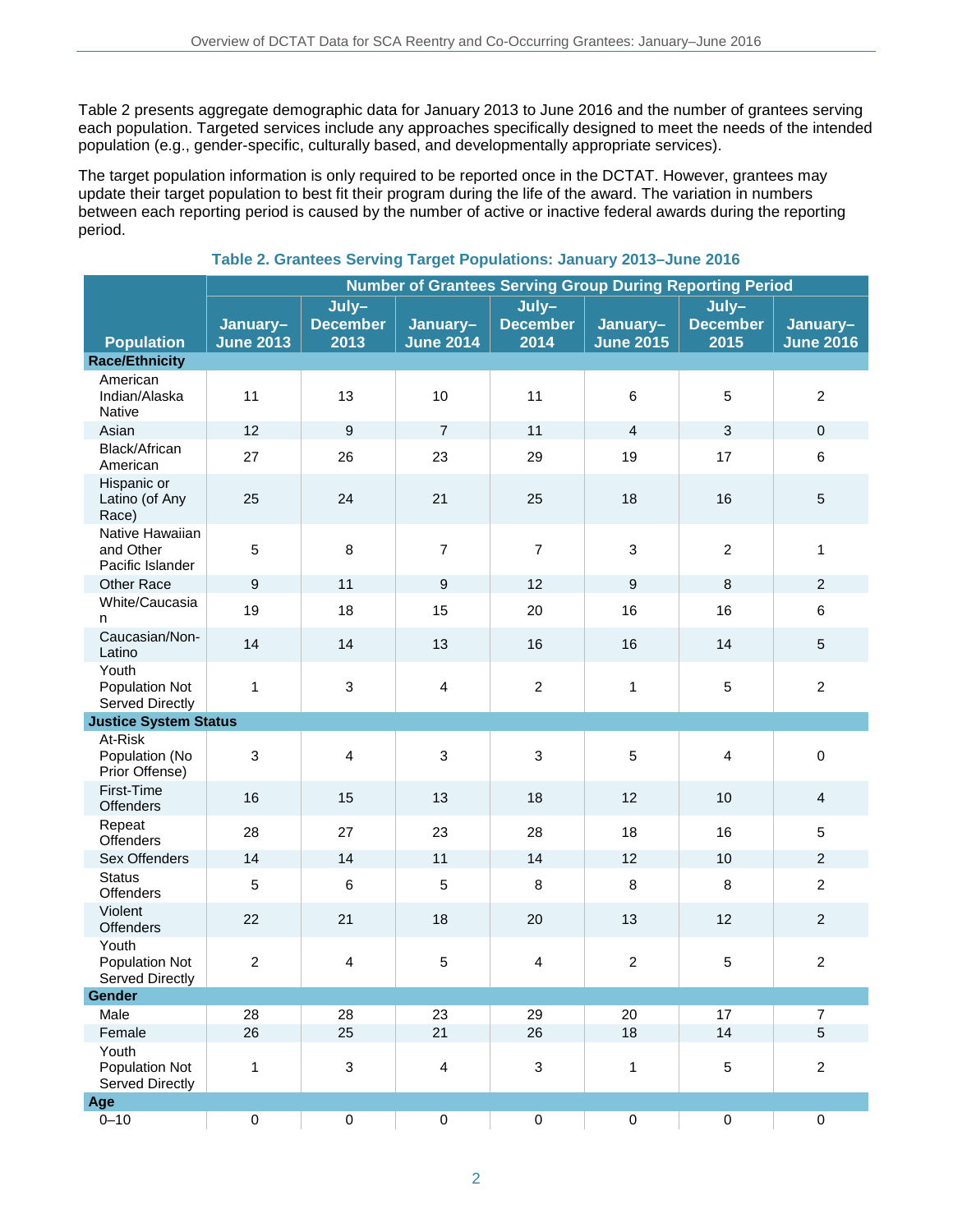Table 2 presents aggregate demographic data for January 2013 to June 2016 and the number of grantees serving each population. Targeted services include any approaches specifically designed to meet the needs of the intended population (e.g., gender-specific, culturally based, and developmentally appropriate services).

The target population information is only required to be reported once in the DCTAT. However, grantees may update their target population to best fit their program during the life of the award. The variation in numbers between each reporting period is caused by the number of active or inactive federal awards during the reporting period.

**Table 2. Grantees Serving Target Populations: January 2013–June 2016**

| Population | Number of Grantees Serving Group During Reporting Period | | | | | | |
|---|---|---|---|---|---|---|---|
| | January–June 2013 | July–December 2013 | January–June 2014 | July–December 2014 | January–June 2015 | July–December 2015 | January–June 2016 |
| **Race/Ethnicity** | | | | | | | |
| American Indian/Alaska Native | 11 | 13 | 10 | 11 | 6 | 5 | 2 |
| Asian | 12 | 9 | 7 | 11 | 4 | 3 | 0 |
| Black/African American | 27 | 26 | 23 | 29 | 19 | 17 | 6 |
| Hispanic or Latino (of Any Race) | 25 | 24 | 21 | 25 | 18 | 16 | 5 |
| Native Hawaiian and Other Pacific Islander | 5 | 8 | 7 | 7 | 3 | 2 | 1 |
| Other Race | 9 | 11 | 9 | 12 | 9 | 8 | 2 |
| White/Caucasian | 19 | 18 | 15 | 20 | 16 | 16 | 6 |
| Caucasian/Non-Latino | 14 | 14 | 13 | 16 | 16 | 14 | 5 |
| Youth Population Not Served Directly | 1 | 3 | 4 | 2 | 1 | 5 | 2 |
| **Justice System Status** | | | | | | | |
| At-Risk Population (No Prior Offense) | 3 | 4 | 3 | 3 | 5 | 4 | 0 |
| First-Time Offenders | 16 | 15 | 13 | 18 | 12 | 10 | 4 |
| Repeat Offenders | 28 | 27 | 23 | 28 | 18 | 16 | 5 |
| Sex Offenders | 14 | 14 | 11 | 14 | 12 | 10 | 2 |
| Status Offenders | 5 | 6 | 5 | 8 | 8 | 8 | 2 |
| Violent Offenders | 22 | 21 | 18 | 20 | 13 | 12 | 2 |
| Youth Population Not Served Directly | 2 | 4 | 5 | 4 | 2 | 5 | 2 |
| **Gender** | | | | | | | |
| Male | 28 | 28 | 23 | 29 | 20 | 17 | 7 |
| Female | 26 | 25 | 21 | 26 | 18 | 14 | 5 |
| Youth Population Not Served Directly | 1 | 3 | 4 | 3 | 1 | 5 | 2 |
| **Age** | | | | | | | |
| 0–10 | 0 | 0 | 0 | 0 | 0 | 0 | 0 |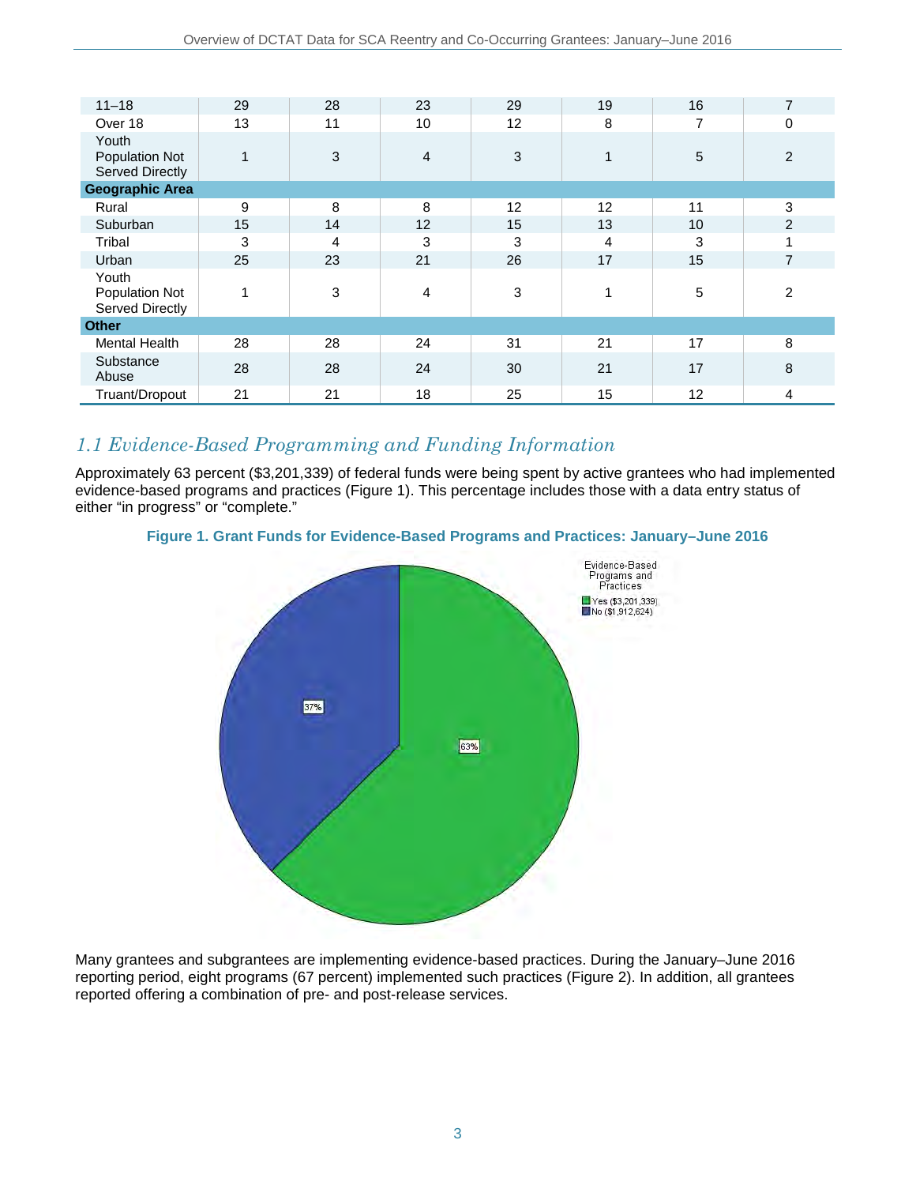| | | | | | | | |
|---|---|---|---|---|---|---|---|
| 11–18 | 29 | 28 | 23 | 29 | 19 | 16 | 7 |
| Over 18 | 13 | 11 | 10 | 12 | 8 | 7 | 0 |
| Youth Population Not Served Directly | 1 | 3 | 4 | 3 | 1 | 5 | 2 |
| **Geographic Area** | | | | | | | |
| Rural | 9 | 8 | 8 | 12 | 12 | 11 | 3 |
| Suburban | 15 | 14 | 12 | 15 | 13 | 10 | 2 |
| Tribal | 3 | 4 | 3 | 3 | 4 | 3 | 1 |
| Urban | 25 | 23 | 21 | 26 | 17 | 15 | 7 |
| Youth Population Not Served Directly | 1 | 3 | 4 | 3 | 1 | 5 | 2 |
| **Other** | | | | | | | |
| Mental Health | 28 | 28 | 24 | 31 | 21 | 17 | 8 |
| Substance Abuse | 28 | 28 | 24 | 30 | 21 | 17 | 8 |
| Truant/Dropout | 21 | 21 | 18 | 25 | 15 | 12 | 4 |

## *1.1 Evidence-Based Programming and Funding Information*

Approximately 63 percent ($3,201,339) of federal funds were being spent by active grantees who had implemented evidence-based programs and practices (Figure 1). This percentage includes those with a data entry status of either "in progress" or "complete."

**Figure 1. Grant Funds for Evidence-Based Programs and Practices: January–June 2016**

Evidence-Based Programs and Practices
- Yes ($3,201,339) — 63%
- No ($1,912,624) — 37%

Many grantees and subgrantees are implementing evidence-based practices. During the January–June 2016 reporting period, eight programs (67 percent) implemented such practices (Figure 2). In addition, all grantees reported offering a combination of pre- and post-release services.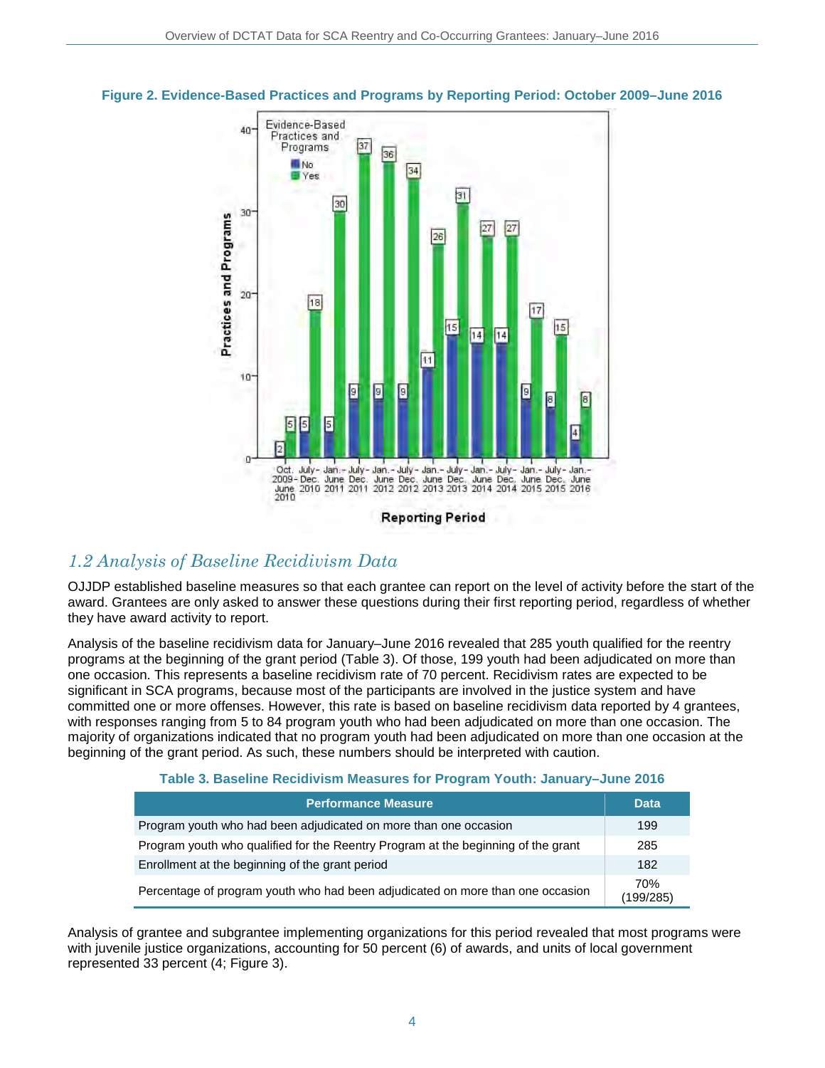**Figure 2. Evidence-Based Practices and Programs by Reporting Period: October 2009–June 2016**

| Reporting Period | No | Yes |
|---|---|---|
| Oct. 2009–June 2010 | 2 | 5 |
| July–Dec. 2010 | 5 | 18 |
| Jan.–June 2011 | 5 | 30 |
| July–Dec. 2011 | 9 | 37 |
| Jan.–June 2012 | 9 | 36 |
| July–Dec. 2012 | 9 | 34 |
| Jan.–June 2013 | 11 | 26 |
| July–Dec. 2013 | 15 | 31 |
| Jan.–June 2014 | 14 | 27 |
| July–Dec. 2014 | 14 | 27 |
| Jan.–June 2015 | 9 | 17 |
| July–Dec. 2015 | 8 | 15 |
| Jan.–June 2016 | 4 | 8 |

## *1.2 Analysis of Baseline Recidivism Data*

OJJDP established baseline measures so that each grantee can report on the level of activity before the start of the award. Grantees are only asked to answer these questions during their first reporting period, regardless of whether they have award activity to report.

Analysis of the baseline recidivism data for January–June 2016 revealed that 285 youth qualified for the reentry programs at the beginning of the grant period (Table 3). Of those, 199 youth had been adjudicated on more than one occasion. This represents a baseline recidivism rate of 70 percent. Recidivism rates are expected to be significant in SCA programs, because most of the participants are involved in the justice system and have committed one or more offenses. However, this rate is based on baseline recidivism data reported by 4 grantees, with responses ranging from 5 to 84 program youth who had been adjudicated on more than one occasion. The majority of organizations indicated that no program youth had been adjudicated on more than one occasion at the beginning of the grant period. As such, these numbers should be interpreted with caution.

**Table 3. Baseline Recidivism Measures for Program Youth: January–June 2016**

| Performance Measure | Data |
|---|---|
| Program youth who had been adjudicated on more than one occasion | 199 |
| Program youth who qualified for the Reentry Program at the beginning of the grant | 285 |
| Enrollment at the beginning of the grant period | 182 |
| Percentage of program youth who had been adjudicated on more than one occasion | 70% (199/285) |

Analysis of grantee and subgrantee implementing organizations for this period revealed that most programs were with juvenile justice organizations, accounting for 50 percent (6) of awards, and units of local government represented 33 percent (4; Figure 3).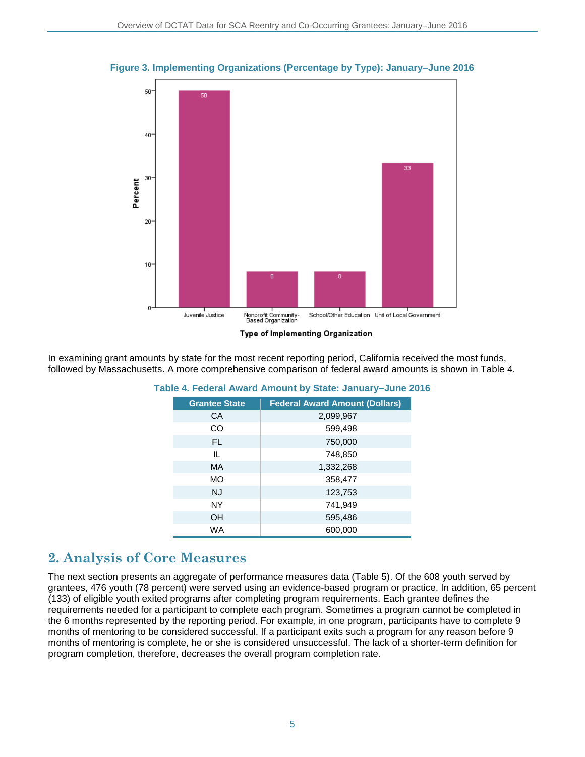**Figure 3. Implementing Organizations (Percentage by Type): January–June 2016**

In examining grant amounts by state for the most recent reporting period, California received the most funds, followed by Massachusetts. A more comprehensive comparison of federal award amounts is shown in Table 4.

**Table 4. Federal Award Amount by State: January–June 2016**

| Grantee State | Federal Award Amount (Dollars) |
|---|---|
| CA | 2,099,967 |
| CO | 599,498 |
| FL | 750,000 |
| IL | 748,850 |
| MA | 1,332,268 |
| MO | 358,477 |
| NJ | 123,753 |
| NY | 741,949 |
| OH | 595,486 |
| WA | 600,000 |

## 2. Analysis of Core Measures

The next section presents an aggregate of performance measures data (Table 5). Of the 608 youth served by grantees, 476 youth (78 percent) were served using an evidence-based program or practice. In addition, 65 percent (133) of eligible youth exited programs after completing program requirements. Each grantee defines the requirements needed for a participant to complete each program. Sometimes a program cannot be completed in the 6 months represented by the reporting period. For example, in one program, participants have to complete 9 months of mentoring to be considered successful. If a participant exits such a program for any reason before 9 months of mentoring is complete, he or she is considered unsuccessful. The lack of a shorter-term definition for program completion, therefore, decreases the overall program completion rate.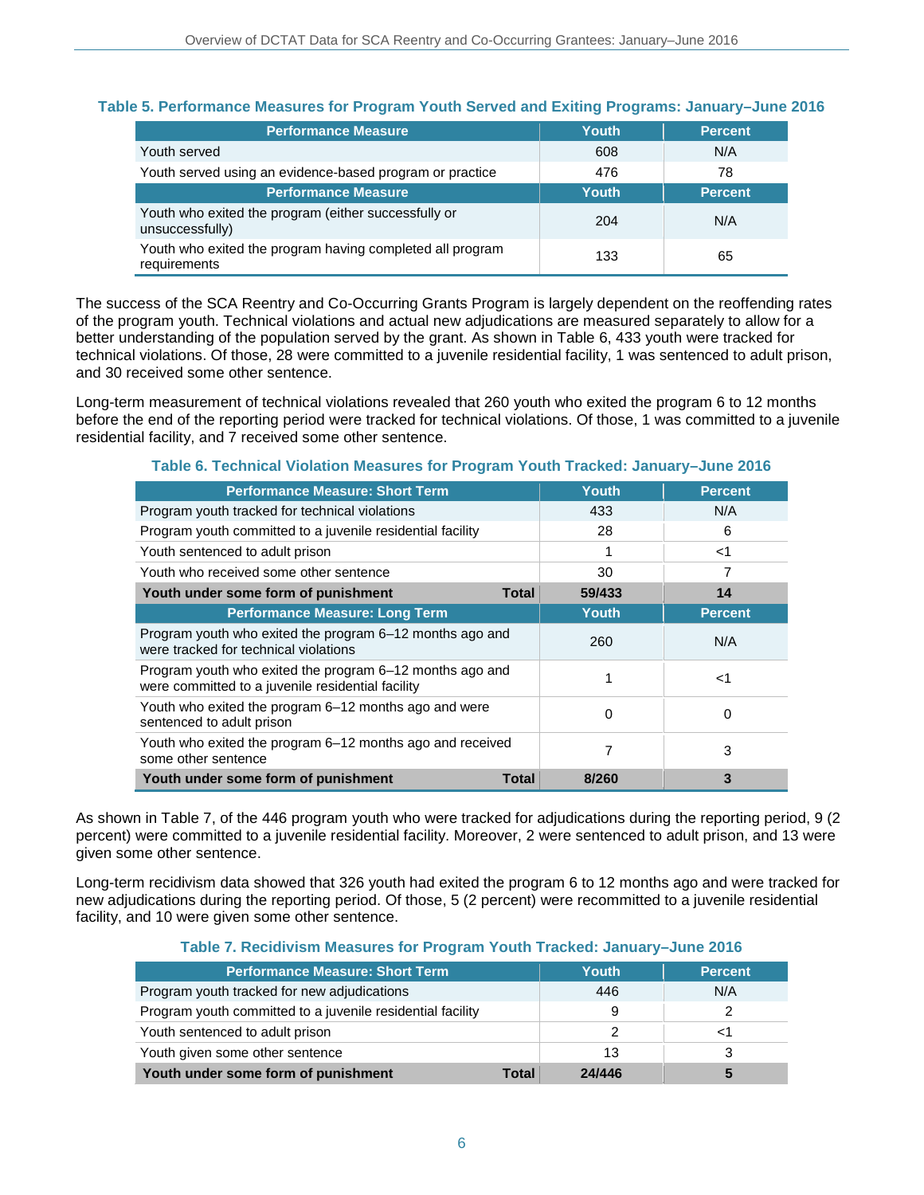**Table 5. Performance Measures for Program Youth Served and Exiting Programs: January–June 2016**

| Performance Measure | Youth | Percent |
|---|---|---|
| Youth served | 608 | N/A |
| Youth served using an evidence-based program or practice | 476 | 78 |
| **Performance Measure** | **Youth** | **Percent** |
| Youth who exited the program (either successfully or unsuccessfully) | 204 | N/A |
| Youth who exited the program having completed all program requirements | 133 | 65 |

The success of the SCA Reentry and Co-Occurring Grants Program is largely dependent on the reoffending rates of the program youth. Technical violations and actual new adjudications are measured separately to allow for a better understanding of the population served by the grant. As shown in Table 6, 433 youth were tracked for technical violations. Of those, 28 were committed to a juvenile residential facility, 1 was sentenced to adult prison, and 30 received some other sentence.

Long-term measurement of technical violations revealed that 260 youth who exited the program 6 to 12 months before the end of the reporting period were tracked for technical violations. Of those, 1 was committed to a juvenile residential facility, and 7 received some other sentence.

**Table 6. Technical Violation Measures for Program Youth Tracked: January–June 2016**

| Performance Measure: Short Term | Youth | Percent |
|---|---|---|
| Program youth tracked for technical violations | 433 | N/A |
| Program youth committed to a juvenile residential facility | 28 | 6 |
| Youth sentenced to adult prison | 1 | <1 |
| Youth who received some other sentence | 30 | 7 |
| **Youth under some form of punishment — Total** | **59/433** | **14** |
| **Performance Measure: Long Term** | **Youth** | **Percent** |
| Program youth who exited the program 6–12 months ago and were tracked for technical violations | 260 | N/A |
| Program youth who exited the program 6–12 months ago and were committed to a juvenile residential facility | 1 | <1 |
| Youth who exited the program 6–12 months ago and were sentenced to adult prison | 0 | 0 |
| Youth who exited the program 6–12 months ago and received some other sentence | 7 | 3 |
| **Youth under some form of punishment — Total** | **8/260** | **3** |

As shown in Table 7, of the 446 program youth who were tracked for adjudications during the reporting period, 9 (2 percent) were committed to a juvenile residential facility. Moreover, 2 were sentenced to adult prison, and 13 were given some other sentence.

Long-term recidivism data showed that 326 youth had exited the program 6 to 12 months ago and were tracked for new adjudications during the reporting period. Of those, 5 (2 percent) were recommitted to a juvenile residential facility, and 10 were given some other sentence.

**Table 7. Recidivism Measures for Program Youth Tracked: January–June 2016**

| Performance Measure: Short Term | Youth | Percent |
|---|---|---|
| Program youth tracked for new adjudications | 446 | N/A |
| Program youth committed to a juvenile residential facility | 9 | 2 |
| Youth sentenced to adult prison | 2 | <1 |
| Youth given some other sentence | 13 | 3 |
| **Youth under some form of punishment — Total** | **24/446** | **5** |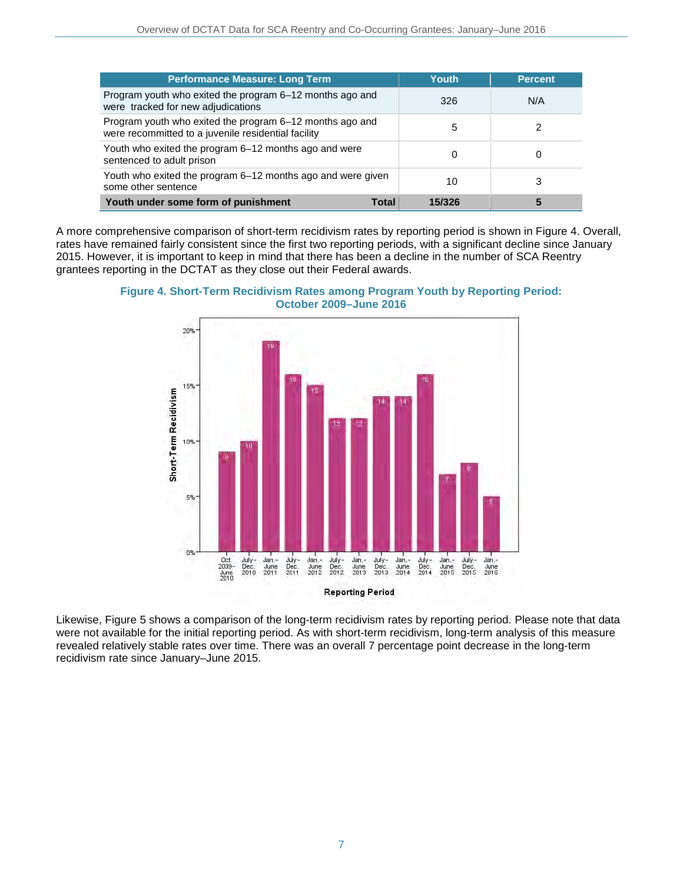| Performance Measure: Long Term | Youth | Percent |
|---|---|---|
| Program youth who exited the program 6–12 months ago and were tracked for new adjudications | 326 | N/A |
| Program youth who exited the program 6–12 months ago and were recommitted to a juvenile residential facility | 5 | 2 |
| Youth who exited the program 6–12 months ago and were sentenced to adult prison | 0 | 0 |
| Youth who exited the program 6–12 months ago and were given some other sentence | 10 | 3 |
| **Youth under some form of punishment** **Total** | **15/326** | **5** |

A more comprehensive comparison of short-term recidivism rates by reporting period is shown in Figure 4. Overall, rates have remained fairly consistent since the first two reporting periods, with a significant decline since January 2015. However, it is important to keep in mind that there has been a decline in the number of SCA Reentry grantees reporting in the DCTAT as they close out their Federal awards.

**Figure 4. Short-Term Recidivism Rates among Program Youth by Reporting Period: October 2009–June 2016**

| Reporting Period | Short-Term Recidivism (%) |
|---|---|
| Oct. 2009–June 2010 | 9 |
| July–Dec. 2010 | 10 |
| Jan.–June 2011 | 19 |
| July–Dec. 2011 | 16 |
| Jan.–June 2012 | 15 |
| July–Dec. 2012 | 12 |
| Jan.–June 2013 | 12 |
| July–Dec. 2013 | 14 |
| Jan.–June 2014 | 14 |
| July–Dec. 2014 | 16 |
| Jan.–June 2015 | 7 |
| July–Dec. 2015 | 8 |
| Jan.–June 2016 | 5 |

Likewise, Figure 5 shows a comparison of the long-term recidivism rates by reporting period. Please note that data were not available for the initial reporting period. As with short-term recidivism, long-term analysis of this measure revealed relatively stable rates over time. There was an overall 7 percentage point decrease in the long-term recidivism rate since January–June 2015.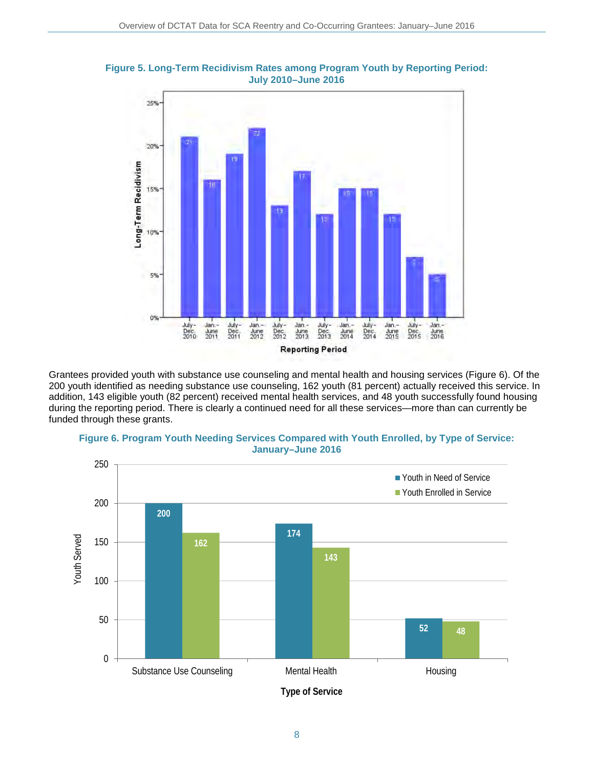**Figure 5. Long-Term Recidivism Rates among Program Youth by Reporting Period: July 2010–June 2016**

Grantees provided youth with substance use counseling and mental health and housing services (Figure 6). Of the 200 youth identified as needing substance use counseling, 162 youth (81 percent) actually received this service. In addition, 143 eligible youth (82 percent) received mental health services, and 48 youth successfully found housing during the reporting period. There is clearly a continued need for all these services—more than can currently be funded through these grants.

**Figure 6. Program Youth Needing Services Compared with Youth Enrolled, by Type of Service: January–June 2016**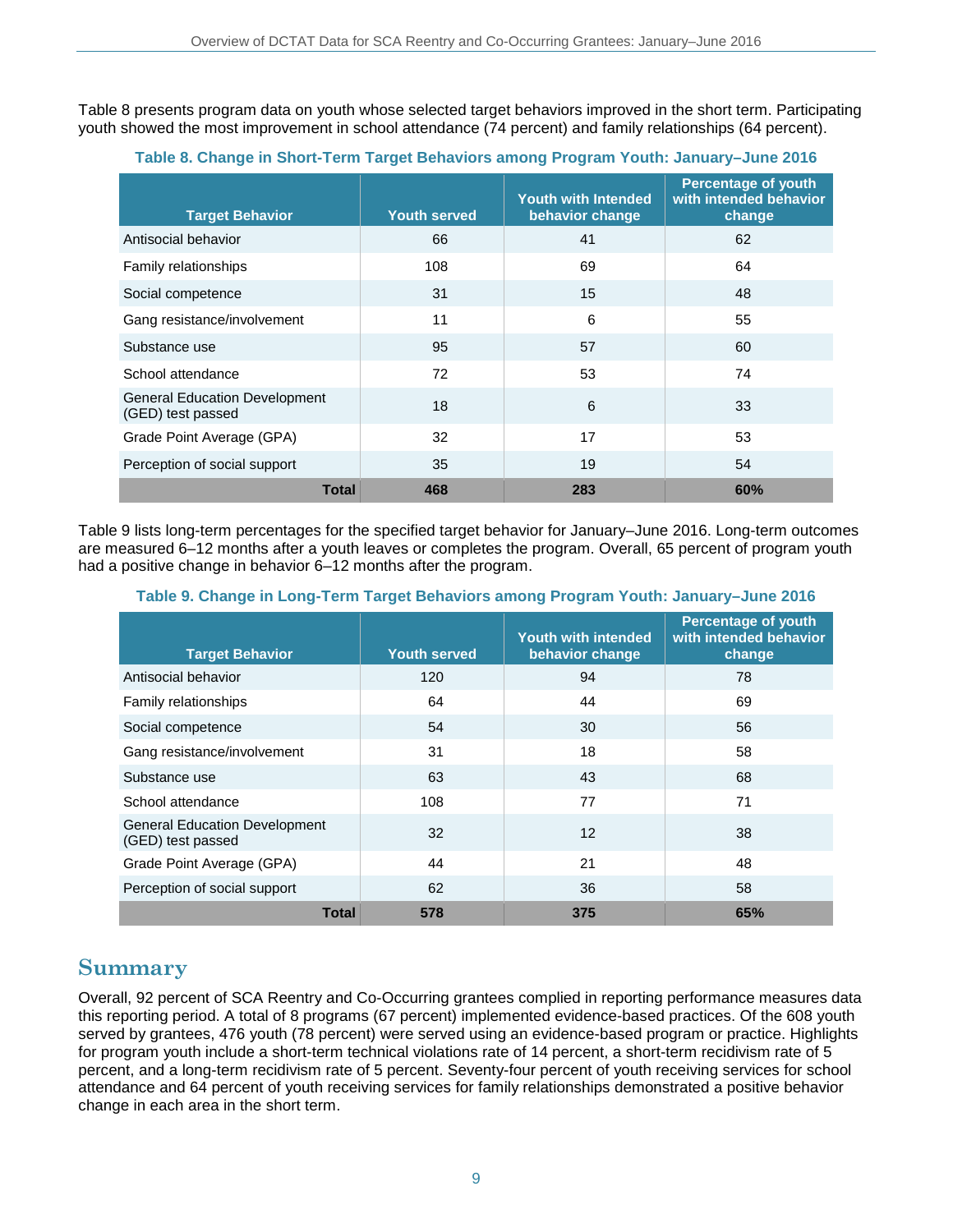Table 8 presents program data on youth whose selected target behaviors improved in the short term. Participating youth showed the most improvement in school attendance (74 percent) and family relationships (64 percent).

**Table 8. Change in Short-Term Target Behaviors among Program Youth: January–June 2016**

| Target Behavior | Youth served | Youth with Intended behavior change | Percentage of youth with intended behavior change |
|---|---|---|---|
| Antisocial behavior | 66 | 41 | 62 |
| Family relationships | 108 | 69 | 64 |
| Social competence | 31 | 15 | 48 |
| Gang resistance/involvement | 11 | 6 | 55 |
| Substance use | 95 | 57 | 60 |
| School attendance | 72 | 53 | 74 |
| General Education Development (GED) test passed | 18 | 6 | 33 |
| Grade Point Average (GPA) | 32 | 17 | 53 |
| Perception of social support | 35 | 19 | 54 |
| **Total** | **468** | **283** | **60%** |

Table 9 lists long-term percentages for the specified target behavior for January–June 2016. Long-term outcomes are measured 6–12 months after a youth leaves or completes the program. Overall, 65 percent of program youth had a positive change in behavior 6–12 months after the program.

**Table 9. Change in Long-Term Target Behaviors among Program Youth: January–June 2016**

| Target Behavior | Youth served | Youth with intended behavior change | Percentage of youth with intended behavior change |
|---|---|---|---|
| Antisocial behavior | 120 | 94 | 78 |
| Family relationships | 64 | 44 | 69 |
| Social competence | 54 | 30 | 56 |
| Gang resistance/involvement | 31 | 18 | 58 |
| Substance use | 63 | 43 | 68 |
| School attendance | 108 | 77 | 71 |
| General Education Development (GED) test passed | 32 | 12 | 38 |
| Grade Point Average (GPA) | 44 | 21 | 48 |
| Perception of social support | 62 | 36 | 58 |
| **Total** | **578** | **375** | **65%** |

## Summary

Overall, 92 percent of SCA Reentry and Co-Occurring grantees complied in reporting performance measures data this reporting period. A total of 8 programs (67 percent) implemented evidence-based practices. Of the 608 youth served by grantees, 476 youth (78 percent) were served using an evidence-based program or practice. Highlights for program youth include a short-term technical violations rate of 14 percent, a short-term recidivism rate of 5 percent, and a long-term recidivism rate of 5 percent. Seventy-four percent of youth receiving services for school attendance and 64 percent of youth receiving services for family relationships demonstrated a positive behavior change in each area in the short term.